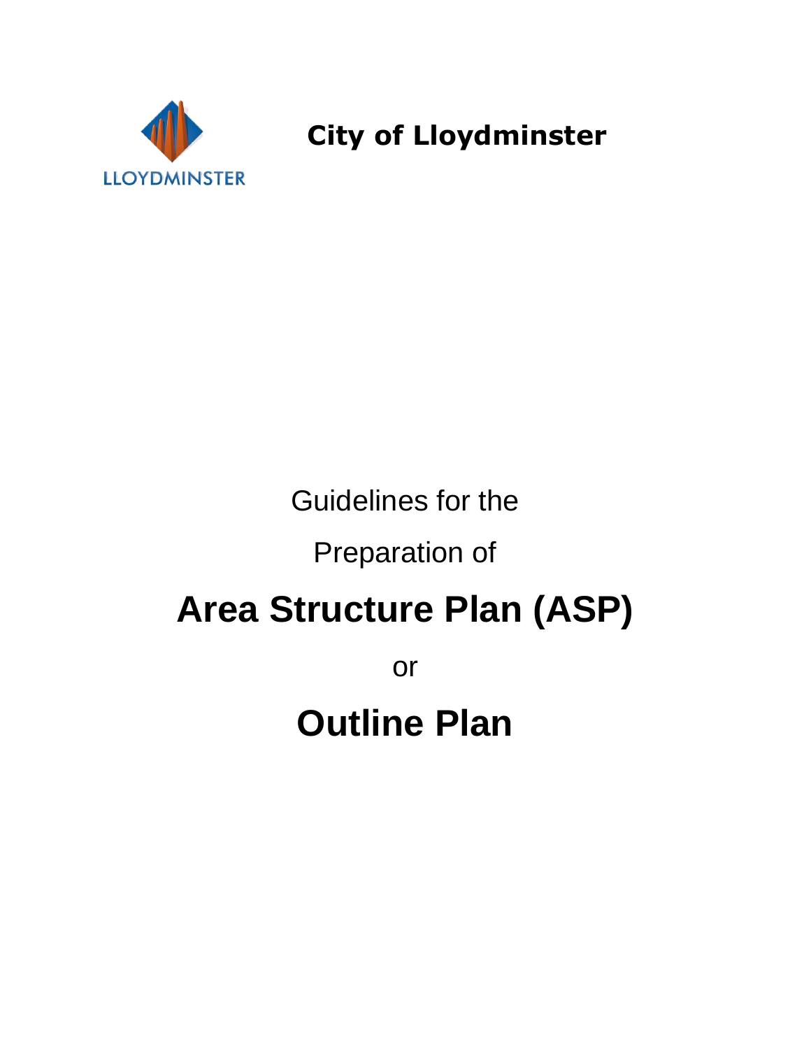LLOYDMINSTER

**City of Lloydminster**

Guidelines for the

Preparation of

# Area Structure Plan (ASP)

or

# Outline Plan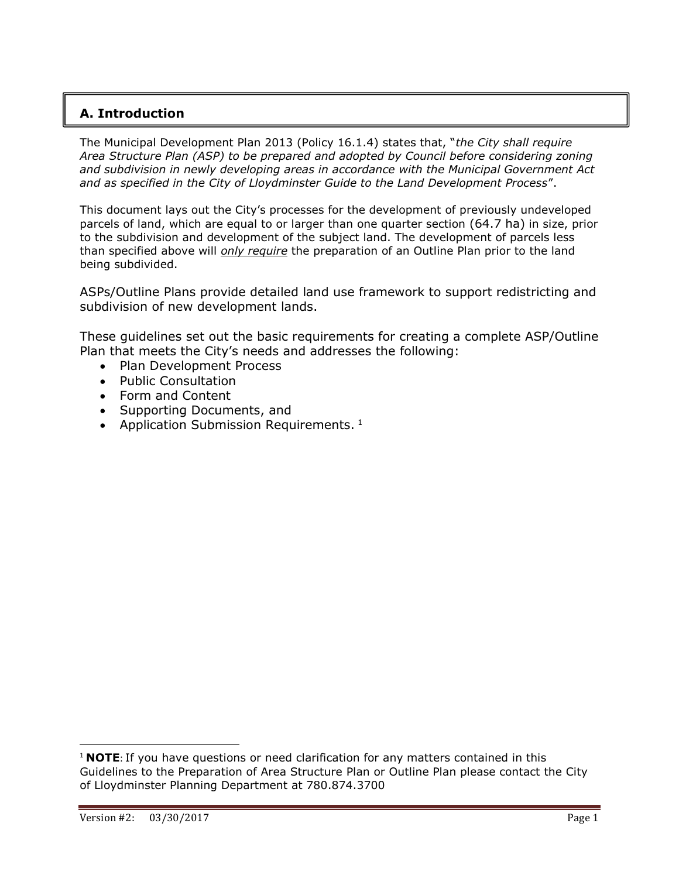## A. Introduction

The Municipal Development Plan 2013 (Policy 16.1.4) states that, "*the City shall require Area Structure Plan (ASP) to be prepared and adopted by Council before considering zoning and subdivision in newly developing areas in accordance with the Municipal Government Act and as specified in the City of Lloydminster Guide to the Land Development Process*".

This document lays out the City's processes for the development of previously undeveloped parcels of land, which are equal to or larger than one quarter section (64.7 ha) in size, prior to the subdivision and development of the subject land. The development of parcels less than specified above will ***only require*** the preparation of an Outline Plan prior to the land being subdivided.

ASPs/Outline Plans provide detailed land use framework to support redistricting and subdivision of new development lands.

These guidelines set out the basic requirements for creating a complete ASP/Outline Plan that meets the City's needs and addresses the following:

- Plan Development Process
- Public Consultation
- Form and Content
- Supporting Documents, and
- Application Submission Requirements. [1]

---

[1] **NOTE**: If you have questions or need clarification for any matters contained in this Guidelines to the Preparation of Area Structure Plan or Outline Plan please contact the City of Lloydminster Planning Department at 780.874.3700

Version #2: 03/30/2017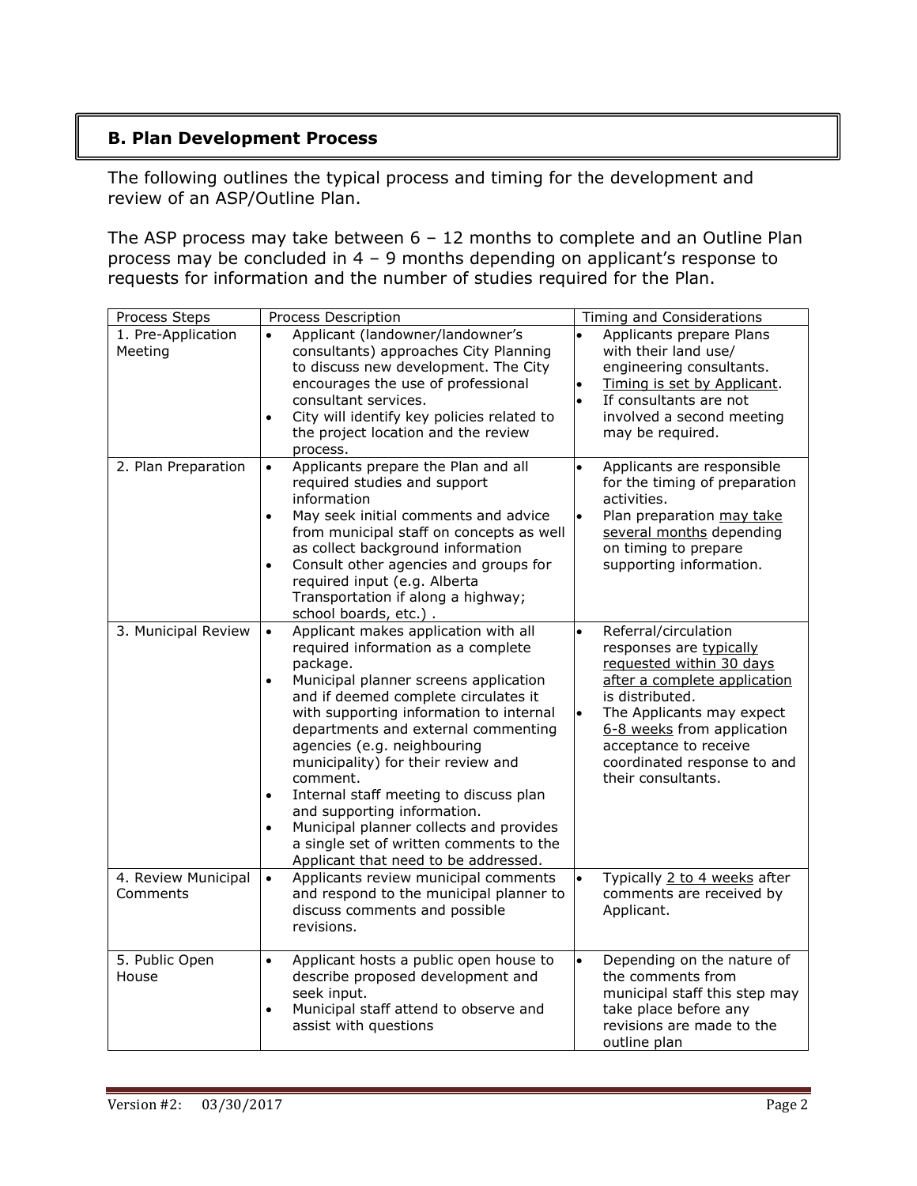## B. Plan Development Process

The following outlines the typical process and timing for the development and review of an ASP/Outline Plan.

The ASP process may take between 6 – 12 months to complete and an Outline Plan process may be concluded in 4 – 9 months depending on applicant's response to requests for information and the number of studies required for the Plan.

| Process Steps | Process Description | Timing and Considerations |
|---|---|---|
| 1. Pre-Application Meeting | • Applicant (landowner/landowner's consultants) approaches City Planning to discuss new development. The City encourages the use of professional consultant services.<br>• City will identify key policies related to the project location and the review process. | • Applicants prepare Plans with their land use/ engineering consultants.<br>• Timing is set by Applicant.<br>• If consultants are not involved a second meeting may be required. |
| 2. Plan Preparation | • Applicants prepare the Plan and all required studies and support information<br>• May seek initial comments and advice from municipal staff on concepts as well as collect background information<br>• Consult other agencies and groups for required input (e.g. Alberta Transportation if along a highway; school boards, etc.) . | • Applicants are responsible for the timing of preparation activities.<br>• Plan preparation may take several months depending on timing to prepare supporting information. |
| 3. Municipal Review | • Applicant makes application with all required information as a complete package.<br>• Municipal planner screens application and if deemed complete circulates it with supporting information to internal departments and external commenting agencies (e.g. neighbouring municipality) for their review and comment.<br>• Internal staff meeting to discuss plan and supporting information.<br>• Municipal planner collects and provides a single set of written comments to the Applicant that need to be addressed. | • Referral/circulation responses are typically requested within 30 days after a complete application is distributed.<br>• The Applicants may expect 6-8 weeks from application acceptance to receive coordinated response to and their consultants. |
| 4. Review Municipal Comments | • Applicants review municipal comments and respond to the municipal planner to discuss comments and possible revisions. | • Typically 2 to 4 weeks after comments are received by Applicant. |
| 5. Public Open House | • Applicant hosts a public open house to describe proposed development and seek input.<br>• Municipal staff attend to observe and assist with questions | • Depending on the nature of the comments from municipal staff this step may take place before any revisions are made to the outline plan |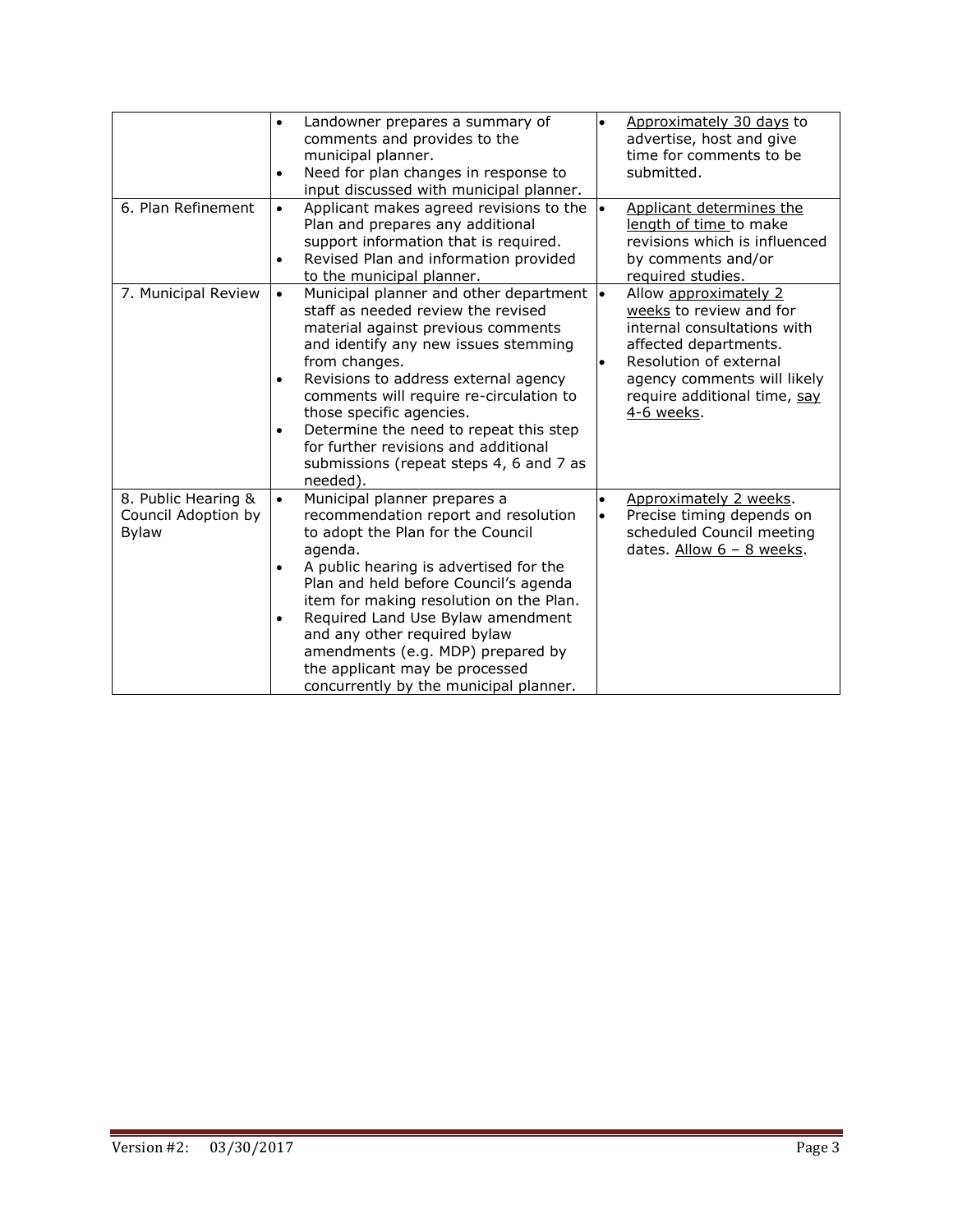| | | |
|---|---|---|
| | • Landowner prepares a summary of comments and provides to the municipal planner.<br>• Need for plan changes in response to input discussed with municipal planner. | • Approximately 30 days to advertise, host and give time for comments to be submitted. |
| 6. Plan Refinement | • Applicant makes agreed revisions to the Plan and prepares any additional support information that is required.<br>• Revised Plan and information provided to the municipal planner. | • Applicant determines the length of time to make revisions which is influenced by comments and/or required studies. |
| 7. Municipal Review | • Municipal planner and other department staff as needed review the revised material against previous comments and identify any new issues stemming from changes.<br>• Revisions to address external agency comments will require re-circulation to those specific agencies.<br>• Determine the need to repeat this step for further revisions and additional submissions (repeat steps 4, 6 and 7 as needed). | • Allow approximately 2 weeks to review and for internal consultations with affected departments.<br>• Resolution of external agency comments will likely require additional time, say 4-6 weeks. |
| 8. Public Hearing & Council Adoption by Bylaw | • Municipal planner prepares a recommendation report and resolution to adopt the Plan for the Council agenda.<br>• A public hearing is advertised for the Plan and held before Council's agenda item for making resolution on the Plan.<br>• Required Land Use Bylaw amendment and any other required bylaw amendments (e.g. MDP) prepared by the applicant may be processed concurrently by the municipal planner. | • Approximately 2 weeks.<br>• Precise timing depends on scheduled Council meeting dates. Allow 6 – 8 weeks. |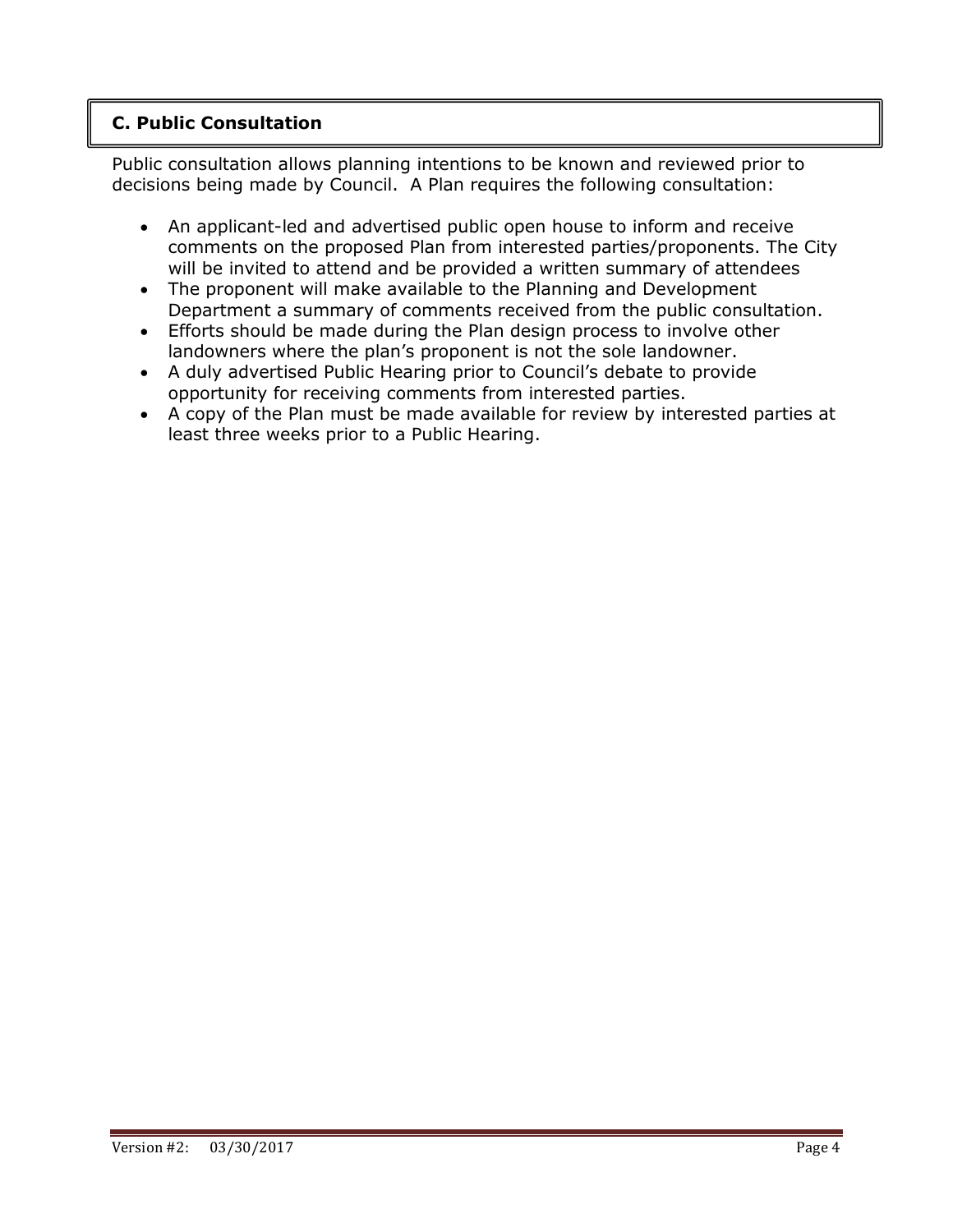## C. Public Consultation

Public consultation allows planning intentions to be known and reviewed prior to decisions being made by Council. A Plan requires the following consultation:

- An applicant-led and advertised public open house to inform and receive comments on the proposed Plan from interested parties/proponents. The City will be invited to attend and be provided a written summary of attendees
- The proponent will make available to the Planning and Development Department a summary of comments received from the public consultation.
- Efforts should be made during the Plan design process to involve other landowners where the plan's proponent is not the sole landowner.
- A duly advertised Public Hearing prior to Council's debate to provide opportunity for receiving comments from interested parties.
- A copy of the Plan must be made available for review by interested parties at least three weeks prior to a Public Hearing.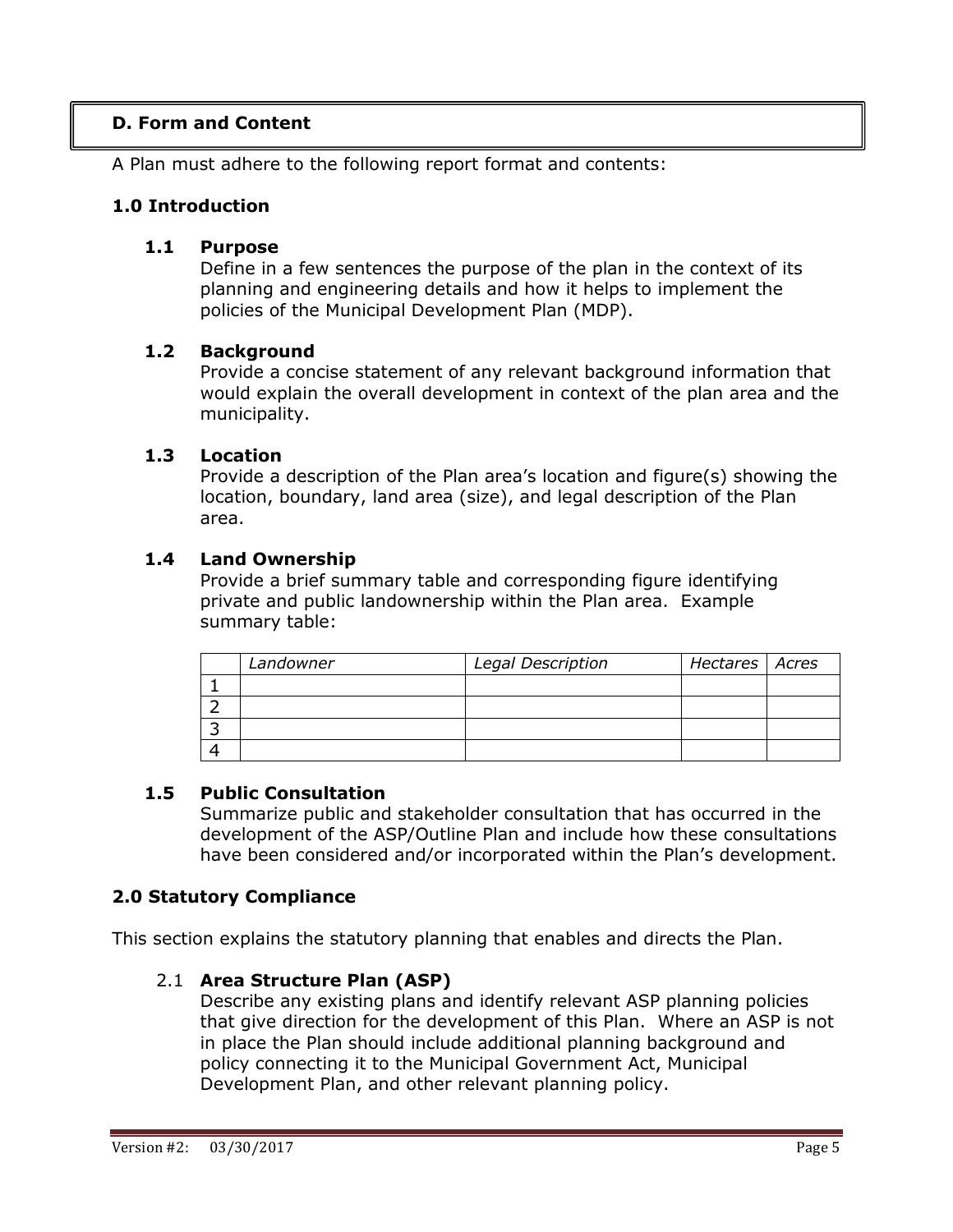## D. Form and Content

A Plan must adhere to the following report format and contents:

### 1.0 Introduction

#### 1.1 Purpose

Define in a few sentences the purpose of the plan in the context of its planning and engineering details and how it helps to implement the policies of the Municipal Development Plan (MDP).

#### 1.2 Background

Provide a concise statement of any relevant background information that would explain the overall development in context of the plan area and the municipality.

#### 1.3 Location

Provide a description of the Plan area's location and figure(s) showing the location, boundary, land area (size), and legal description of the Plan area.

#### 1.4 Land Ownership

Provide a brief summary table and corresponding figure identifying private and public landownership within the Plan area. Example summary table:

| | *Landowner* | *Legal Description* | *Hectares* | *Acres* |
|---|---|---|---|---|
| 1 | | | | |
| 2 | | | | |
| 3 | | | | |
| 4 | | | | |

#### 1.5 Public Consultation

Summarize public and stakeholder consultation that has occurred in the development of the ASP/Outline Plan and include how these consultations have been considered and/or incorporated within the Plan's development.

### 2.0 Statutory Compliance

This section explains the statutory planning that enables and directs the Plan.

#### 2.1 Area Structure Plan (ASP)

Describe any existing plans and identify relevant ASP planning policies that give direction for the development of this Plan. Where an ASP is not in place the Plan should include additional planning background and policy connecting it to the Municipal Government Act, Municipal Development Plan, and other relevant planning policy.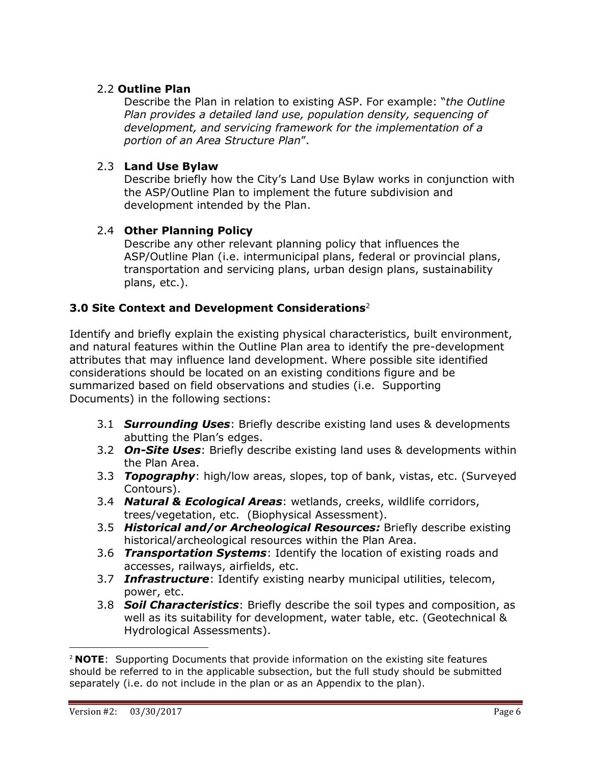### 2.2 **Outline Plan**

Describe the Plan in relation to existing ASP. For example: "*the Outline Plan provides a detailed land use, population density, sequencing of development, and servicing framework for the implementation of a portion of an Area Structure Plan*".

### 2.3 **Land Use Bylaw**

Describe briefly how the City's Land Use Bylaw works in conjunction with the ASP/Outline Plan to implement the future subdivision and development intended by the Plan.

### 2.4 **Other Planning Policy**

Describe any other relevant planning policy that influences the ASP/Outline Plan (i.e. intermunicipal plans, federal or provincial plans, transportation and servicing plans, urban design plans, sustainability plans, etc.).

## 3.0 Site Context and Development Considerations[2]

Identify and briefly explain the existing physical characteristics, built environment, and natural features within the Outline Plan area to identify the pre-development attributes that may influence land development. Where possible site identified considerations should be located on an existing conditions figure and be summarized based on field observations and studies (i.e. Supporting Documents) in the following sections:

- 3.1 ***Surrounding Uses***: Briefly describe existing land uses & developments abutting the Plan's edges.
- 3.2 ***On-Site Uses***: Briefly describe existing land uses & developments within the Plan Area.
- 3.3 ***Topography***: high/low areas, slopes, top of bank, vistas, etc. (Surveyed Contours).
- 3.4 ***Natural & Ecological Areas***: wetlands, creeks, wildlife corridors, trees/vegetation, etc. (Biophysical Assessment).
- 3.5 ***Historical and/or Archeological Resources:*** Briefly describe existing historical/archeological resources within the Plan Area.
- 3.6 ***Transportation Systems***: Identify the location of existing roads and accesses, railways, airfields, etc.
- 3.7 ***Infrastructure***: Identify existing nearby municipal utilities, telecom, power, etc.
- 3.8 ***Soil Characteristics***: Briefly describe the soil types and composition, as well as its suitability for development, water table, etc. (Geotechnical & Hydrological Assessments).

---

[2] **NOTE**: Supporting Documents that provide information on the existing site features should be referred to in the applicable subsection, but the full study should be submitted separately (i.e. do not include in the plan or as an Appendix to the plan).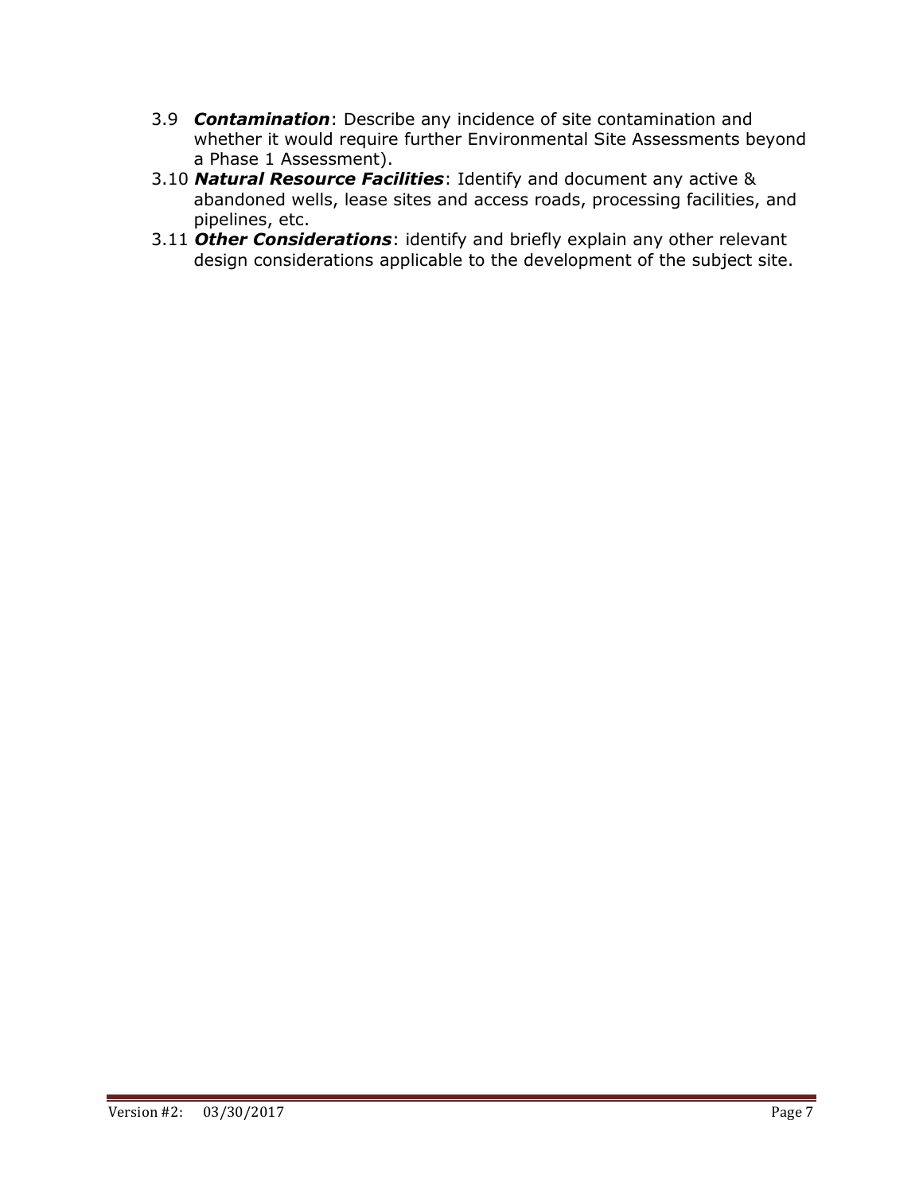3.9 ***Contamination***: Describe any incidence of site contamination and whether it would require further Environmental Site Assessments beyond a Phase 1 Assessment).

3.10 ***Natural Resource Facilities***: Identify and document any active & abandoned wells, lease sites and access roads, processing facilities, and pipelines, etc.

3.11 ***Other Considerations***: identify and briefly explain any other relevant design considerations applicable to the development of the subject site.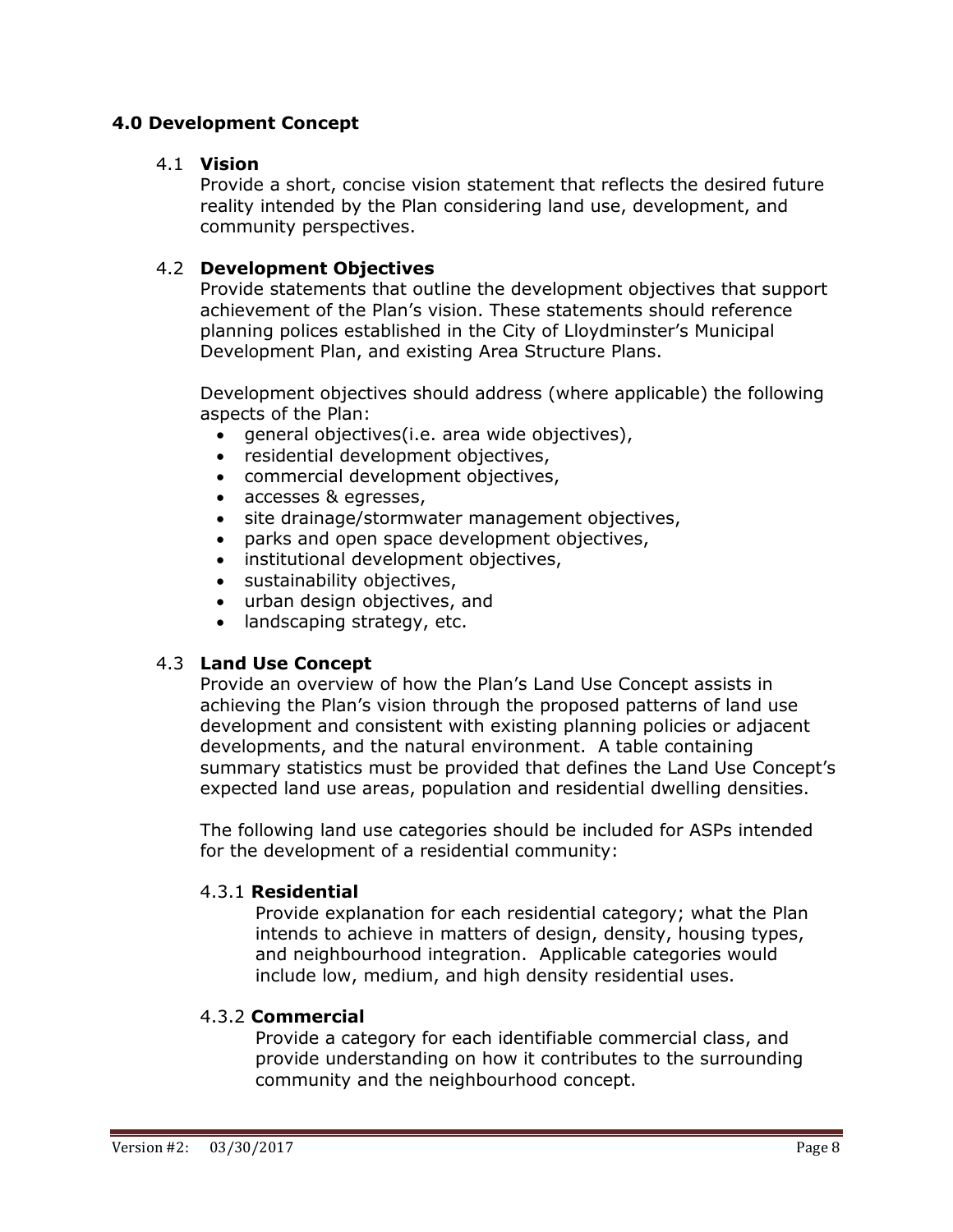## 4.0 Development Concept

### 4.1 Vision

Provide a short, concise vision statement that reflects the desired future reality intended by the Plan considering land use, development, and community perspectives.

### 4.2 Development Objectives

Provide statements that outline the development objectives that support achievement of the Plan's vision. These statements should reference planning polices established in the City of Lloydminster's Municipal Development Plan, and existing Area Structure Plans.

Development objectives should address (where applicable) the following aspects of the Plan:

- general objectives(i.e. area wide objectives),
- residential development objectives,
- commercial development objectives,
- accesses & egresses,
- site drainage/stormwater management objectives,
- parks and open space development objectives,
- institutional development objectives,
- sustainability objectives,
- urban design objectives, and
- landscaping strategy, etc.

### 4.3 Land Use Concept

Provide an overview of how the Plan's Land Use Concept assists in achieving the Plan's vision through the proposed patterns of land use development and consistent with existing planning policies or adjacent developments, and the natural environment. A table containing summary statistics must be provided that defines the Land Use Concept's expected land use areas, population and residential dwelling densities.

The following land use categories should be included for ASPs intended for the development of a residential community:

#### 4.3.1 Residential

Provide explanation for each residential category; what the Plan intends to achieve in matters of design, density, housing types, and neighbourhood integration. Applicable categories would include low, medium, and high density residential uses.

#### 4.3.2 Commercial

Provide a category for each identifiable commercial class, and provide understanding on how it contributes to the surrounding community and the neighbourhood concept.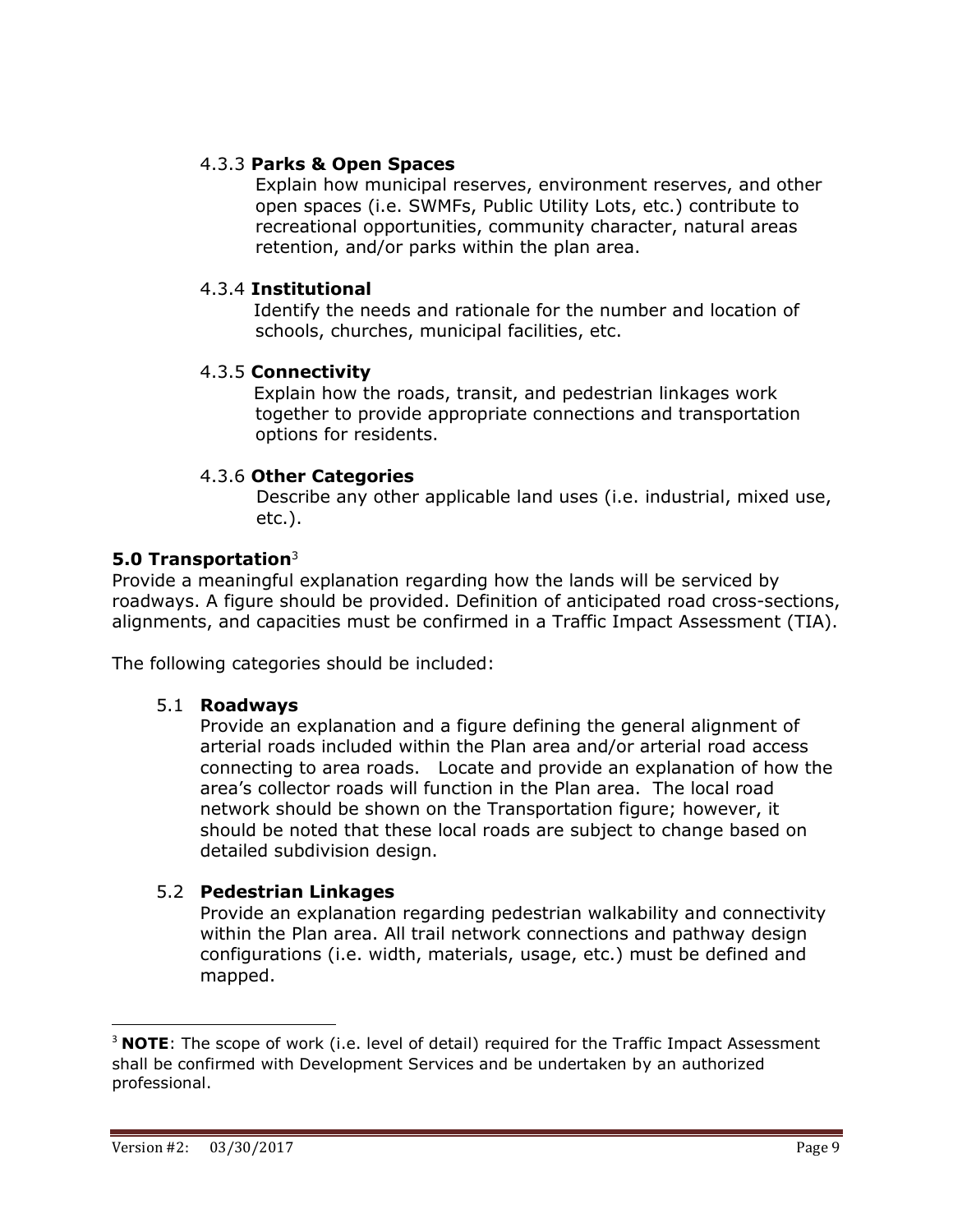#### 4.3.3 **Parks & Open Spaces**

Explain how municipal reserves, environment reserves, and other open spaces (i.e. SWMFs, Public Utility Lots, etc.) contribute to recreational opportunities, community character, natural areas retention, and/or parks within the plan area.

#### 4.3.4 **Institutional**

Identify the needs and rationale for the number and location of schools, churches, municipal facilities, etc.

#### 4.3.5 **Connectivity**

Explain how the roads, transit, and pedestrian linkages work together to provide appropriate connections and transportation options for residents.

#### 4.3.6 **Other Categories**

Describe any other applicable land uses (i.e. industrial, mixed use, etc.).

## **5.0 Transportation**[3]

Provide a meaningful explanation regarding how the lands will be serviced by roadways. A figure should be provided. Definition of anticipated road cross-sections, alignments, and capacities must be confirmed in a Traffic Impact Assessment (TIA).

The following categories should be included:

### 5.1 **Roadways**

Provide an explanation and a figure defining the general alignment of arterial roads included within the Plan area and/or arterial road access connecting to area roads. Locate and provide an explanation of how the area's collector roads will function in the Plan area. The local road network should be shown on the Transportation figure; however, it should be noted that these local roads are subject to change based on detailed subdivision design.

### 5.2 **Pedestrian Linkages**

Provide an explanation regarding pedestrian walkability and connectivity within the Plan area. All trail network connections and pathway design configurations (i.e. width, materials, usage, etc.) must be defined and mapped.

---

[3] **NOTE**: The scope of work (i.e. level of detail) required for the Traffic Impact Assessment shall be confirmed with Development Services and be undertaken by an authorized professional.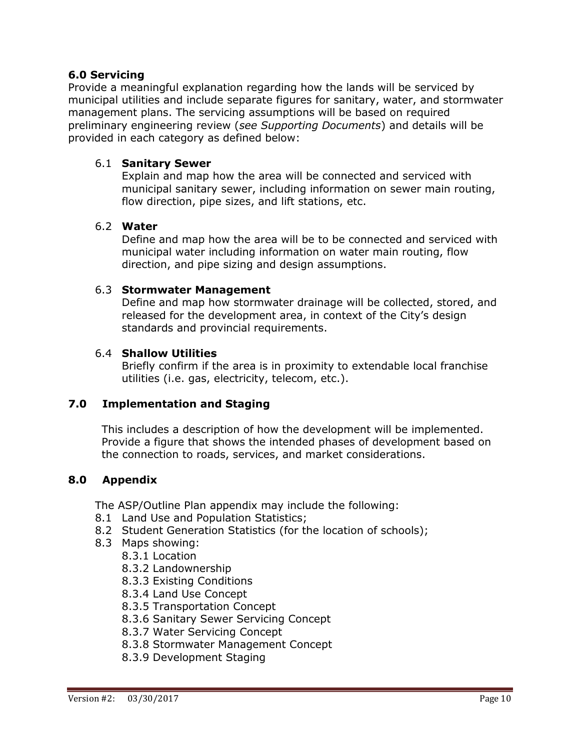## 6.0 Servicing

Provide a meaningful explanation regarding how the lands will be serviced by municipal utilities and include separate figures for sanitary, water, and stormwater management plans. The servicing assumptions will be based on required preliminary engineering review (*see Supporting Documents*) and details will be provided in each category as defined below:

### 6.1 Sanitary Sewer

Explain and map how the area will be connected and serviced with municipal sanitary sewer, including information on sewer main routing, flow direction, pipe sizes, and lift stations, etc.

### 6.2 Water

Define and map how the area will be to be connected and serviced with municipal water including information on water main routing, flow direction, and pipe sizing and design assumptions.

### 6.3 Stormwater Management

Define and map how stormwater drainage will be collected, stored, and released for the development area, in context of the City's design standards and provincial requirements.

### 6.4 Shallow Utilities

Briefly confirm if the area is in proximity to extendable local franchise utilities (i.e. gas, electricity, telecom, etc.).

## 7.0 Implementation and Staging

This includes a description of how the development will be implemented. Provide a figure that shows the intended phases of development based on the connection to roads, services, and market considerations.

## 8.0 Appendix

The ASP/Outline Plan appendix may include the following:

- 8.1 Land Use and Population Statistics;
- 8.2 Student Generation Statistics (for the location of schools);
- 8.3 Maps showing:
  - 8.3.1 Location
  - 8.3.2 Landownership
  - 8.3.3 Existing Conditions
  - 8.3.4 Land Use Concept
  - 8.3.5 Transportation Concept
  - 8.3.6 Sanitary Sewer Servicing Concept
  - 8.3.7 Water Servicing Concept
  - 8.3.8 Stormwater Management Concept
  - 8.3.9 Development Staging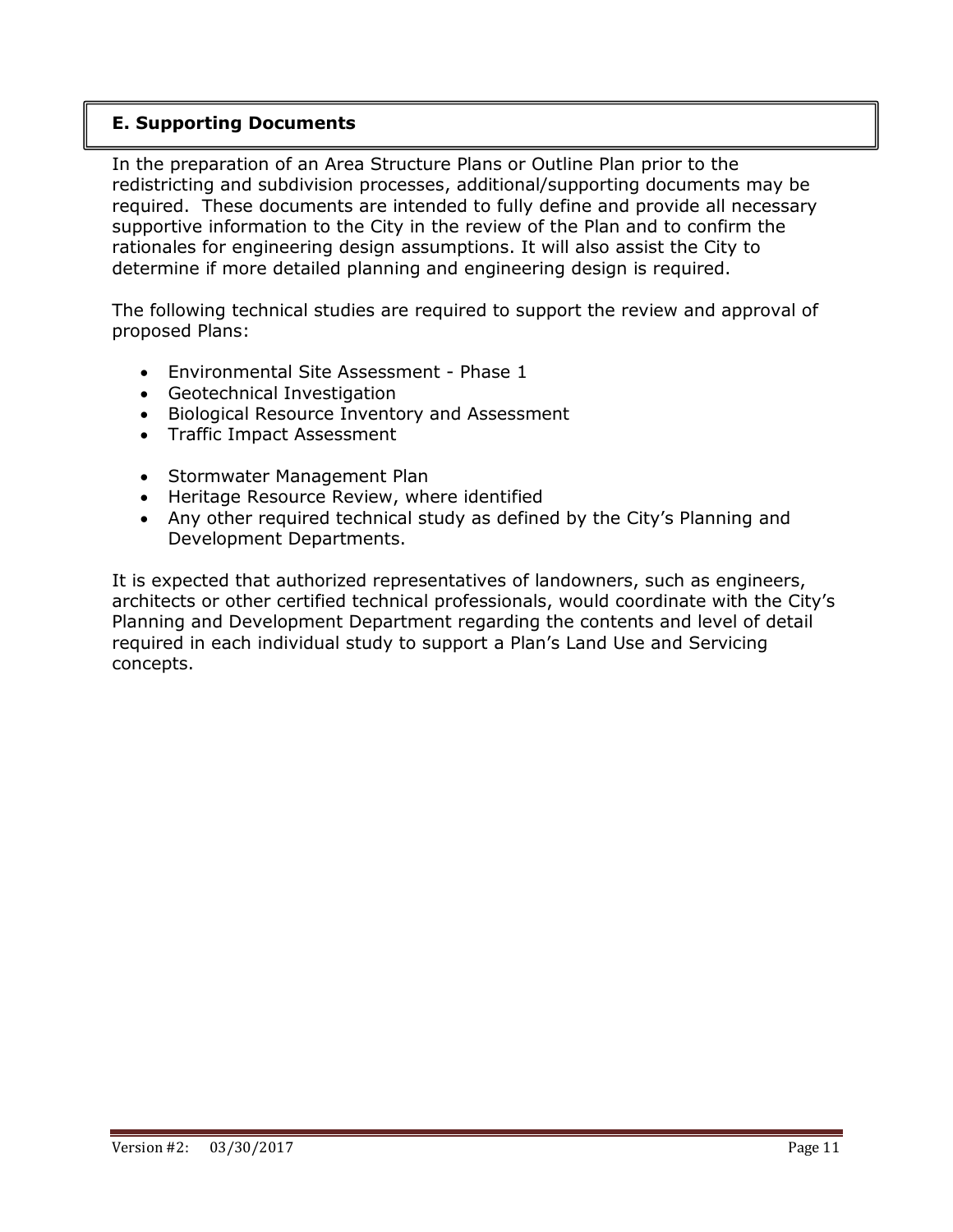## E. Supporting Documents

In the preparation of an Area Structure Plans or Outline Plan prior to the redistricting and subdivision processes, additional/supporting documents may be required. These documents are intended to fully define and provide all necessary supportive information to the City in the review of the Plan and to confirm the rationales for engineering design assumptions. It will also assist the City to determine if more detailed planning and engineering design is required.

The following technical studies are required to support the review and approval of proposed Plans:

- Environmental Site Assessment - Phase 1
- Geotechnical Investigation
- Biological Resource Inventory and Assessment
- Traffic Impact Assessment
- Stormwater Management Plan
- Heritage Resource Review, where identified
- Any other required technical study as defined by the City's Planning and Development Departments.

It is expected that authorized representatives of landowners, such as engineers, architects or other certified technical professionals, would coordinate with the City's Planning and Development Department regarding the contents and level of detail required in each individual study to support a Plan's Land Use and Servicing concepts.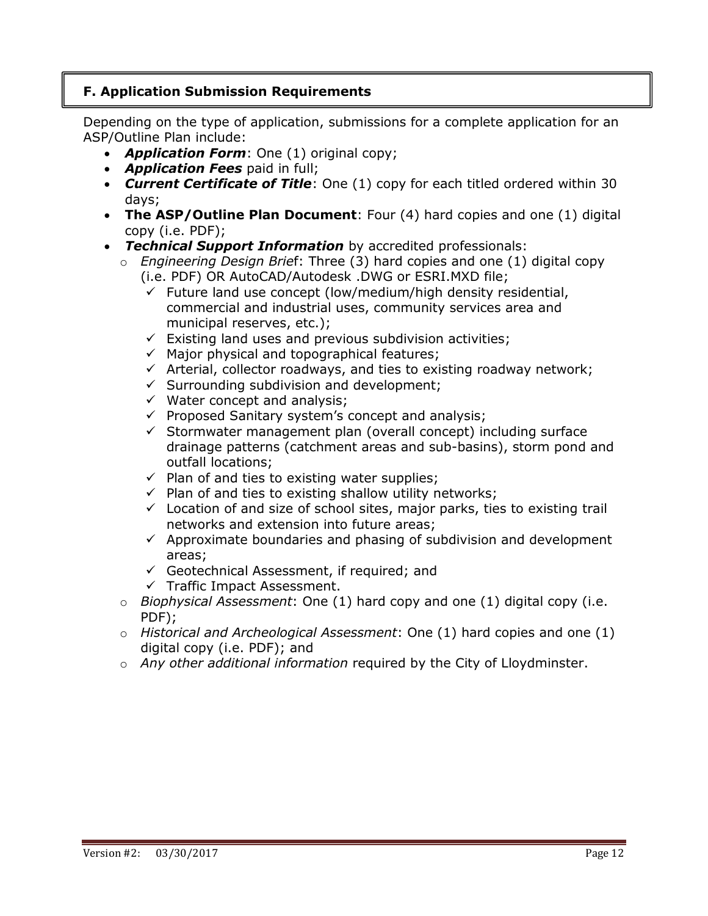## F. Application Submission Requirements

Depending on the type of application, submissions for a complete application for an ASP/Outline Plan include:

- ***Application Form***: One (1) original copy;
- ***Application Fees*** paid in full;
- ***Current Certificate of Title***: One (1) copy for each titled ordered within 30 days;
- **The ASP/Outline Plan Document**: Four (4) hard copies and one (1) digital copy (i.e. PDF);
- ***Technical Support Information*** by accredited professionals:
  - *Engineering Design Brief*: Three (3) hard copies and one (1) digital copy (i.e. PDF) OR AutoCAD/Autodesk .DWG or ESRI.MXD file;
    - ✓ Future land use concept (low/medium/high density residential, commercial and industrial uses, community services area and municipal reserves, etc.);
    - ✓ Existing land uses and previous subdivision activities;
    - ✓ Major physical and topographical features;
    - ✓ Arterial, collector roadways, and ties to existing roadway network;
    - ✓ Surrounding subdivision and development;
    - ✓ Water concept and analysis;
    - ✓ Proposed Sanitary system's concept and analysis;
    - ✓ Stormwater management plan (overall concept) including surface drainage patterns (catchment areas and sub-basins), storm pond and outfall locations;
    - ✓ Plan of and ties to existing water supplies;
    - ✓ Plan of and ties to existing shallow utility networks;
    - ✓ Location of and size of school sites, major parks, ties to existing trail networks and extension into future areas;
    - ✓ Approximate boundaries and phasing of subdivision and development areas;
    - ✓ Geotechnical Assessment, if required; and
    - ✓ Traffic Impact Assessment.
  - *Biophysical Assessment*: One (1) hard copy and one (1) digital copy (i.e. PDF);
  - *Historical and Archeological Assessment*: One (1) hard copies and one (1) digital copy (i.e. PDF); and
  - *Any other additional information* required by the City of Lloydminster.